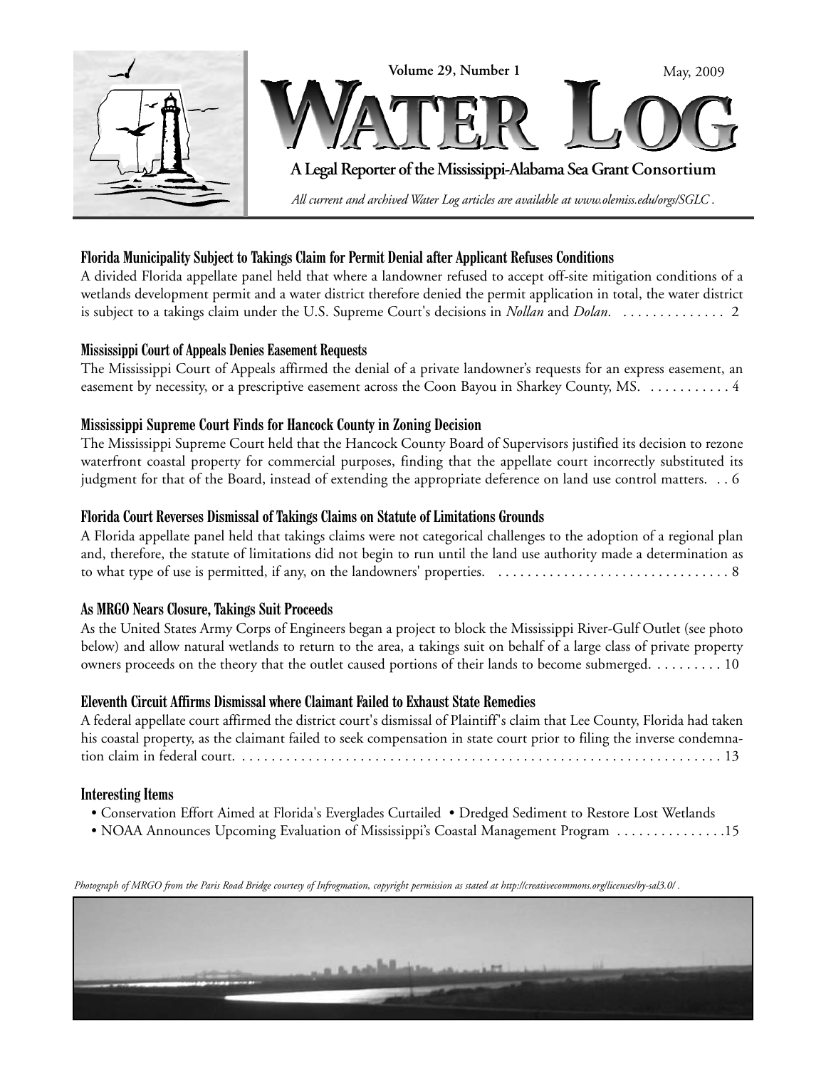Volume 29, Number 1

May, 2009

# WATER LOG

**A Legal Reporter of the Mississippi-Alabama Sea Grant Consortium**

*All current and archived Water Log articles are available at www.olemiss.edu/orgs/SGLC .*

### Florida Municipality Subject to Takings Claim for Permit Denial after Applicant Refuses Conditions

A divided Florida appellate panel held that where a landowner refused to accept off-site mitigation conditions of a wetlands development permit and a water district therefore denied the permit application in total, the water district is subject to a takings claim under the U.S. Supreme Court's decisions in *Nollan* and *Dolan*. . . . . . . . . . . . . . 2

### Mississippi Court of Appeals Denies Easement Requests

The Mississippi Court of Appeals affirmed the denial of a private landowner's requests for an express easement, an easement by necessity, or a prescriptive easement across the Coon Bayou in Sharkey County, MS. . . . . . . . . . . 4

### Mississippi Supreme Court Finds for Hancock County in Zoning Decision

The Mississippi Supreme Court held that the Hancock County Board of Supervisors justified its decision to rezone waterfront coastal property for commercial purposes, finding that the appellate court incorrectly substituted its judgment for that of the Board, instead of extending the appropriate deference on land use control matters. . . 6

### Florida Court Reverses Dismissal of Takings Claims on Statute of Limitations Grounds

A Florida appellate panel held that takings claims were not categorical challenges to the adoption of a regional plan and, therefore, the statute of limitations did not begin to run until the land use authority made a determination as to what type of use is permitted, if any, on the landowners' properties. . . . . . . . . . . . . . . . . . . . . . . . . . . . . . . . 8

### As MRGO Nears Closure, Takings Suit Proceeds

As the United States Army Corps of Engineers began a project to block the Mississippi River-Gulf Outlet (see photo below) and allow natural wetlands to return to the area, a takings suit on behalf of a large class of private property owners proceeds on the theory that the outlet caused portions of their lands to become submerged. . . . . . . . . 10

### Eleventh Circuit Affirms Dismissal where Claimant Failed to Exhaust State Remedies

A federal appellate court affirmed the district court's dismissal of Plaintiff's claim that Lee County, Florida had taken his coastal property, as the claimant failed to seek compensation in state court prior to filing the inverse condemnation claim in federal court. . . . . . . . . . . . . . . . . . . . . . . . . . . . . . . . . . . . . . . . . . . . . . . . . . . . . . . . . . . . . . . . . 13

### Interesting Items

- Conservation Effort Aimed at Florida's Everglades Curtailed • Dredged Sediment to Restore Lost Wetlands
- NOAA Announces Upcoming Evaluation of Mississippi's Coastal Management Program . . . . . . . . . . . . . . .15

*Photograph of MRGO from the Paris Road Bridge courtesy of Infrogmation, copyright permission as stated at http://creativecommons.org/licenses/by-sa/3.0/ .*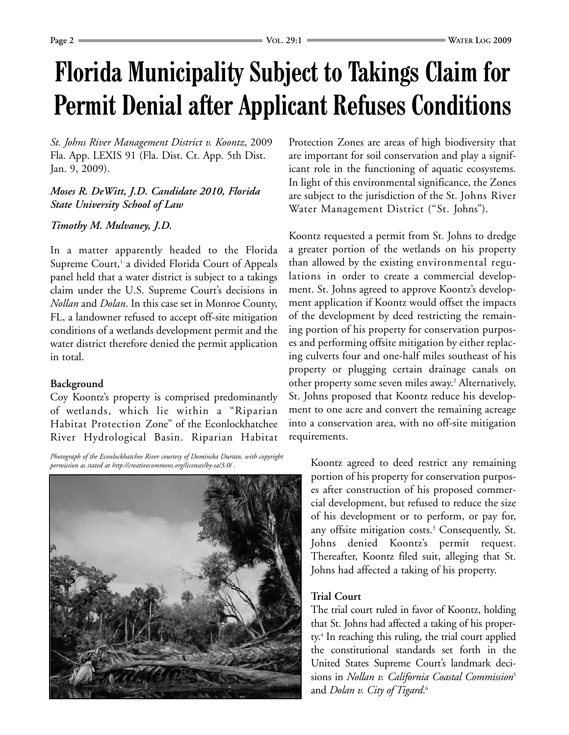# Florida Municipality Subject to Takings Claim for Permit Denial after Applicant Refuses Conditions

*St. Johns River Management District v. Koontz*, 2009 Fla. App. LEXIS 91 (Fla. Dist. Ct. App. 5th Dist. Jan. 9, 2009).

***Moses R. DeWitt, J.D. Candidate 2010, Florida State University School of Law***

***Timothy M. Mulvaney, J.D.***

In a matter apparently headed to the Florida Supreme Court,[1] a divided Florida Court of Appeals panel held that a water district is subject to a takings claim under the U.S. Supreme Court's decisions in *Nollan* and *Dolan*. In this case set in Monroe County, FL, a landowner refused to accept off-site mitigation conditions of a wetlands development permit and the water district therefore denied the permit application in total.

**Background**

Coy Koontz's property is comprised predominantly of wetlands, which lie within a "Riparian Habitat Protection Zone" of the Econlockhatchee River Hydrological Basin. Riparian Habitat Protection Zones are areas of high biodiversity that are important for soil conservation and play a significant role in the functioning of aquatic ecosystems. In light of this environmental significance, the Zones are subject to the jurisdiction of the St. Johns River Water Management District ("St. Johns").

*Photograph of the Econlockhatchee River courtesy of Dominika Durtan, with copyright permission as stated at http://creativecommons.org/licenses/by-sa/3.0/ .*

Koontz requested a permit from St. Johns to dredge a greater portion of the wetlands on his property than allowed by the existing environmental regulations in order to create a commercial development. St. Johns agreed to approve Koontz's development application if Koontz would offset the impacts of the development by deed restricting the remaining portion of his property for conservation purposes and performing offsite mitigation by either replacing culverts four and one-half miles southeast of his property or plugging certain drainage canals on other property some seven miles away.[2] Alternatively, St. Johns proposed that Koontz reduce his development to one acre and convert the remaining acreage into a conservation area, with no off-site mitigation requirements.

Koontz agreed to deed restrict any remaining portion of his property for conservation purposes after construction of his proposed commercial development, but refused to reduce the size of his development or to perform, or pay for, any offsite mitigation costs.[3] Consequently, St. Johns denied Koontz's permit request. Thereafter, Koontz filed suit, alleging that St. Johns had affected a taking of his property.

**Trial Court**

The trial court ruled in favor of Koontz, holding that St. Johns had affected a taking of his property.[4] In reaching this ruling, the trial court applied the constitutional standards set forth in the United States Supreme Court's landmark decisions in *Nollan v. California Coastal Commission*[5] and *Dolan v. City of Tigard*.[6]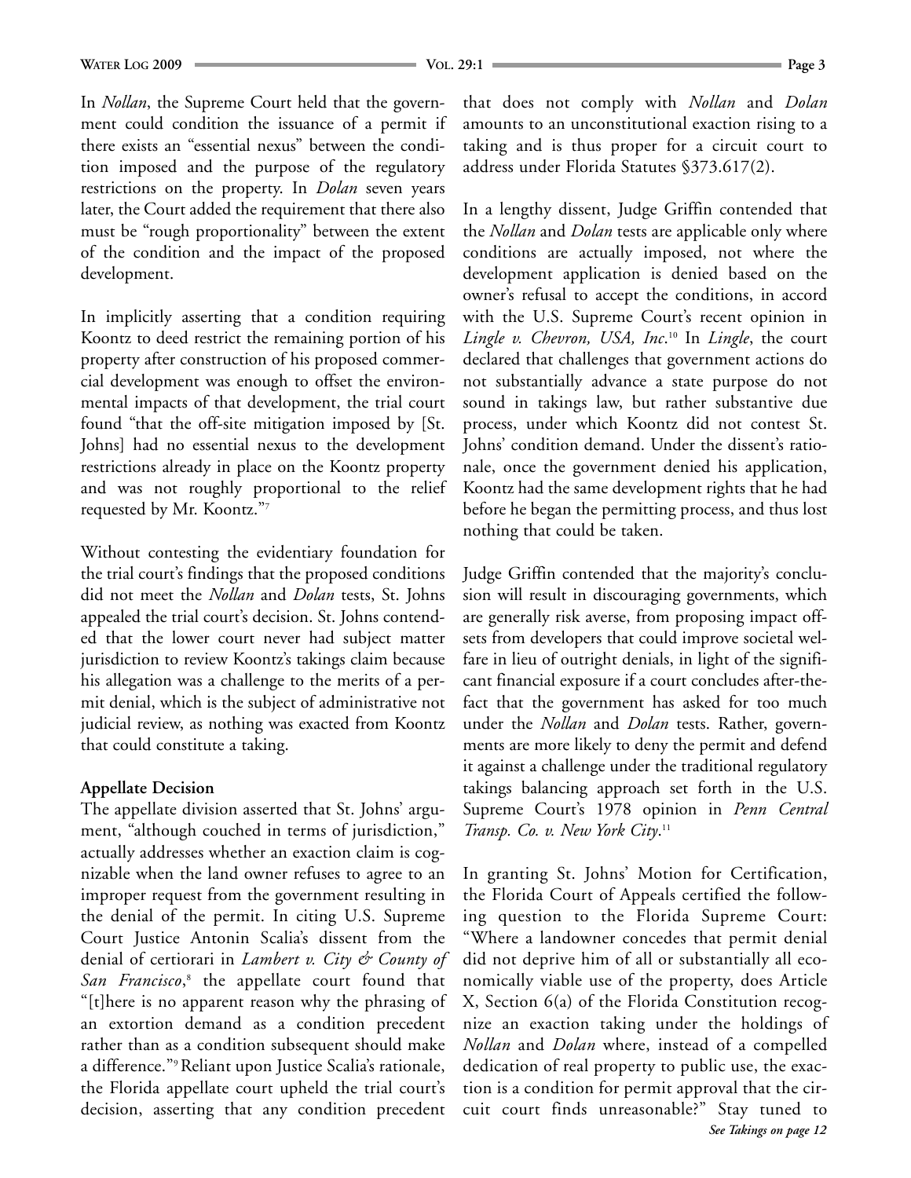In *Nollan*, the Supreme Court held that the government could condition the issuance of a permit if there exists an "essential nexus" between the condition imposed and the purpose of the regulatory restrictions on the property. In *Dolan* seven years later, the Court added the requirement that there also must be "rough proportionality" between the extent of the condition and the impact of the proposed development.

In implicitly asserting that a condition requiring Koontz to deed restrict the remaining portion of his property after construction of his proposed commercial development was enough to offset the environmental impacts of that development, the trial court found "that the off-site mitigation imposed by [St. Johns] had no essential nexus to the development restrictions already in place on the Koontz property and was not roughly proportional to the relief requested by Mr. Koontz."[7]

Without contesting the evidentiary foundation for the trial court's findings that the proposed conditions did not meet the *Nollan* and *Dolan* tests, St. Johns appealed the trial court's decision. St. Johns contended that the lower court never had subject matter jurisdiction to review Koontz's takings claim because his allegation was a challenge to the merits of a permit denial, which is the subject of administrative not judicial review, as nothing was exacted from Koontz that could constitute a taking.

**Appellate Decision**

The appellate division asserted that St. Johns' argument, "although couched in terms of jurisdiction," actually addresses whether an exaction claim is cognizable when the land owner refuses to agree to an improper request from the government resulting in the denial of the permit. In citing U.S. Supreme Court Justice Antonin Scalia's dissent from the denial of certiorari in *Lambert v. City & County of San Francisco*,[8] the appellate court found that "[t]here is no apparent reason why the phrasing of an extortion demand as a condition precedent rather than as a condition subsequent should make a difference."[9] Reliant upon Justice Scalia's rationale, the Florida appellate court upheld the trial court's decision, asserting that any condition precedent that does not comply with *Nollan* and *Dolan* amounts to an unconstitutional exaction rising to a taking and is thus proper for a circuit court to address under Florida Statutes §373.617(2).

In a lengthy dissent, Judge Griffin contended that the *Nollan* and *Dolan* tests are applicable only where conditions are actually imposed, not where the development application is denied based on the owner's refusal to accept the conditions, in accord with the U.S. Supreme Court's recent opinion in *Lingle v. Chevron, USA, Inc*.[10] In *Lingle*, the court declared that challenges that government actions do not substantially advance a state purpose do not sound in takings law, but rather substantive due process, under which Koontz did not contest St. Johns' condition demand. Under the dissent's rationale, once the government denied his application, Koontz had the same development rights that he had before he began the permitting process, and thus lost nothing that could be taken.

Judge Griffin contended that the majority's conclusion will result in discouraging governments, which are generally risk averse, from proposing impact offsets from developers that could improve societal welfare in lieu of outright denials, in light of the significant financial exposure if a court concludes after-the-fact that the government has asked for too much under the *Nollan* and *Dolan* tests. Rather, governments are more likely to deny the permit and defend it against a challenge under the traditional regulatory takings balancing approach set forth in the U.S. Supreme Court's 1978 opinion in *Penn Central Transp. Co. v. New York City*.[11]

In granting St. Johns' Motion for Certification, the Florida Court of Appeals certified the following question to the Florida Supreme Court: "Where a landowner concedes that permit denial did not deprive him of all or substantially all economically viable use of the property, does Article X, Section 6(a) of the Florida Constitution recognize an exaction taking under the holdings of *Nollan* and *Dolan* where, instead of a compelled dedication of real property to public use, the exaction is a condition for permit approval that the circuit court finds unreasonable?" Stay tuned to

***See Takings on page 12***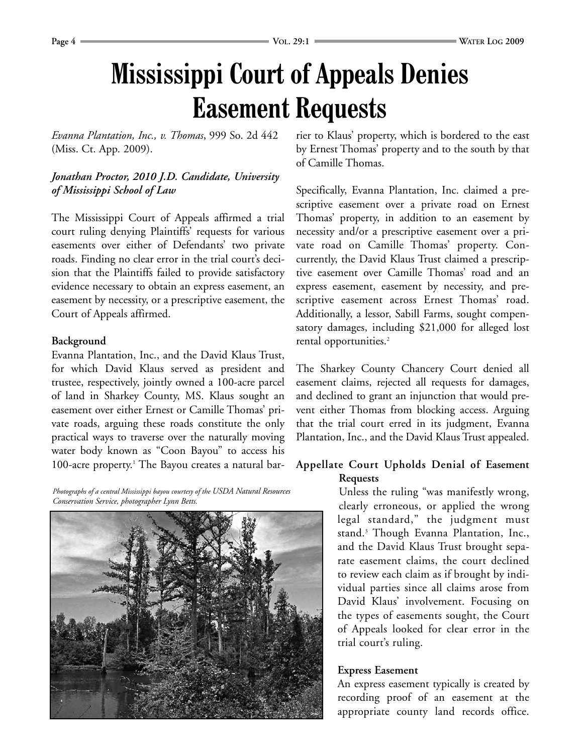# Mississippi Court of Appeals Denies Easement Requests

*Evanna Plantation, Inc., v. Thomas*, 999 So. 2d 442 (Miss. Ct. App. 2009).

***Jonathan Proctor, 2010 J.D. Candidate, University of Mississippi School of Law***

The Mississippi Court of Appeals affirmed a trial court ruling denying Plaintiffs' requests for various easements over either of Defendants' two private roads. Finding no clear error in the trial court's decision that the Plaintiffs failed to provide satisfactory evidence necessary to obtain an express easement, an easement by necessity, or a prescriptive easement, the Court of Appeals affirmed.

**Background**

Evanna Plantation, Inc., and the David Klaus Trust, for which David Klaus served as president and trustee, respectively, jointly owned a 100-acre parcel of land in Sharkey County, MS. Klaus sought an easement over either Ernest or Camille Thomas' private roads, arguing these roads constitute the only practical ways to traverse over the naturally moving water body known as "Coon Bayou" to access his 100-acre property.[1] The Bayou creates a natural barrier to Klaus' property, which is bordered to the east by Ernest Thomas' property and to the south by that of Camille Thomas.

*Photographs of a central Mississippi bayou courtesy of the USDA Natural Resources Conservation Service, photographer Lynn Betts.*

Specifically, Evanna Plantation, Inc. claimed a prescriptive easement over a private road on Ernest Thomas' property, in addition to an easement by necessity and/or a prescriptive easement over a private road on Camille Thomas' property. Concurrently, the David Klaus Trust claimed a prescriptive easement over Camille Thomas' road and an express easement, easement by necessity, and prescriptive easement across Ernest Thomas' road. Additionally, a lessor, Sabill Farms, sought compensatory damages, including $21,000 for alleged lost rental opportunities.[2]

The Sharkey County Chancery Court denied all easement claims, rejected all requests for damages, and declined to grant an injunction that would prevent either Thomas from blocking access. Arguing that the trial court erred in its judgment, Evanna Plantation, Inc., and the David Klaus Trust appealed.

**Appellate Court Upholds Denial of Easement Requests**

Unless the ruling "was manifestly wrong, clearly erroneous, or applied the wrong legal standard," the judgment must stand.[3] Though Evanna Plantation, Inc., and the David Klaus Trust brought separate easement claims, the court declined to review each claim as if brought by individual parties since all claims arose from David Klaus' involvement. Focusing on the types of easements sought, the Court of Appeals looked for clear error in the trial court's ruling.

**Express Easement**

An express easement typically is created by recording proof of an easement at the appropriate county land records office.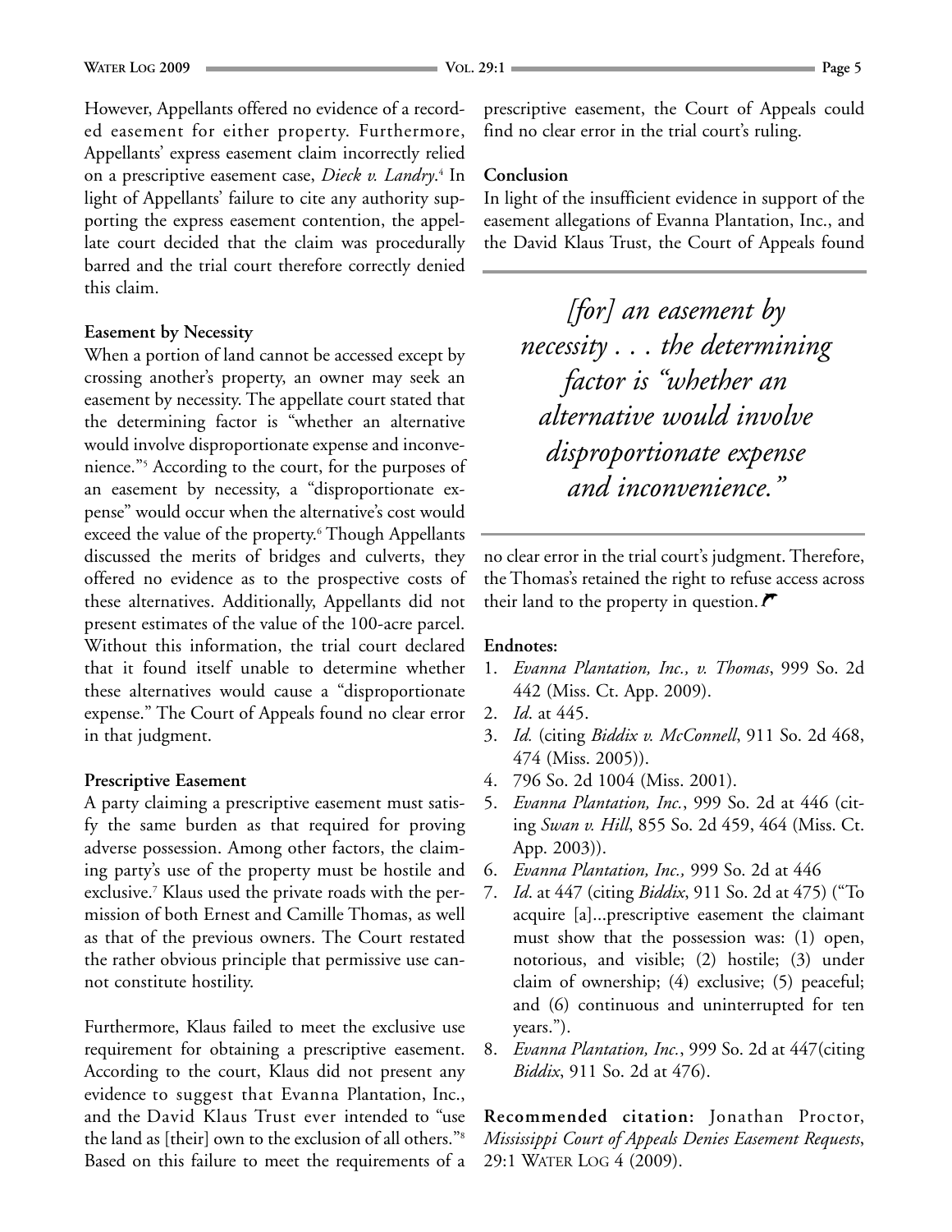However, Appellants offered no evidence of a recorded easement for either property. Furthermore, Appellants' express easement claim incorrectly relied on a prescriptive easement case, *Dieck v. Landry*.[4] In light of Appellants' failure to cite any authority supporting the express easement contention, the appellate court decided that the claim was procedurally barred and the trial court therefore correctly denied this claim.

**Easement by Necessity**

When a portion of land cannot be accessed except by crossing another's property, an owner may seek an easement by necessity. The appellate court stated that the determining factor is "whether an alternative would involve disproportionate expense and inconvenience."[5] According to the court, for the purposes of an easement by necessity, a "disproportionate expense" would occur when the alternative's cost would exceed the value of the property.[6] Though Appellants discussed the merits of bridges and culverts, they offered no evidence as to the prospective costs of these alternatives. Additionally, Appellants did not present estimates of the value of the 100-acre parcel. Without this information, the trial court declared that it found itself unable to determine whether these alternatives would cause a "disproportionate expense." The Court of Appeals found no clear error in that judgment.

**Prescriptive Easement**

A party claiming a prescriptive easement must satisfy the same burden as that required for proving adverse possession. Among other factors, the claiming party's use of the property must be hostile and exclusive.[7] Klaus used the private roads with the permission of both Ernest and Camille Thomas, as well as that of the previous owners. The Court restated the rather obvious principle that permissive use cannot constitute hostility.

Furthermore, Klaus failed to meet the exclusive use requirement for obtaining a prescriptive easement. According to the court, Klaus did not present any evidence to suggest that Evanna Plantation, Inc., and the David Klaus Trust ever intended to "use the land as [their] own to the exclusion of all others."[8] Based on this failure to meet the requirements of a prescriptive easement, the Court of Appeals could find no clear error in the trial court's ruling.

**Conclusion**

In light of the insufficient evidence in support of the easement allegations of Evanna Plantation, Inc., and the David Klaus Trust, the Court of Appeals found no clear error in the trial court's judgment. Therefore, the Thomas's retained the right to refuse access across their land to the property in question.

> *[for] an easement by necessity . . . the determining factor is "whether an alternative would involve disproportionate expense and inconvenience."*

**Endnotes:**

1. *Evanna Plantation, Inc., v. Thomas*, 999 So. 2d 442 (Miss. Ct. App. 2009).
2. *Id*. at 445.
3. *Id.* (citing *Biddix v. McConnell*, 911 So. 2d 468, 474 (Miss. 2005)).
4. 796 So. 2d 1004 (Miss. 2001).
5. *Evanna Plantation, Inc.*, 999 So. 2d at 446 (citing *Swan v. Hill*, 855 So. 2d 459, 464 (Miss. Ct. App. 2003)).
6. *Evanna Plantation, Inc.,* 999 So. 2d at 446
7. *Id*. at 447 (citing *Biddix*, 911 So. 2d at 475) ("To acquire [a]...prescriptive easement the claimant must show that the possession was: (1) open, notorious, and visible; (2) hostile; (3) under claim of ownership; (4) exclusive; (5) peaceful; and (6) continuous and uninterrupted for ten years.").
8. *Evanna Plantation, Inc.*, 999 So. 2d at 447(citing *Biddix*, 911 So. 2d at 476).

**Recommended citation:** Jonathan Proctor, *Mississippi Court of Appeals Denies Easement Requests*, 29:1 Water Log 4 (2009).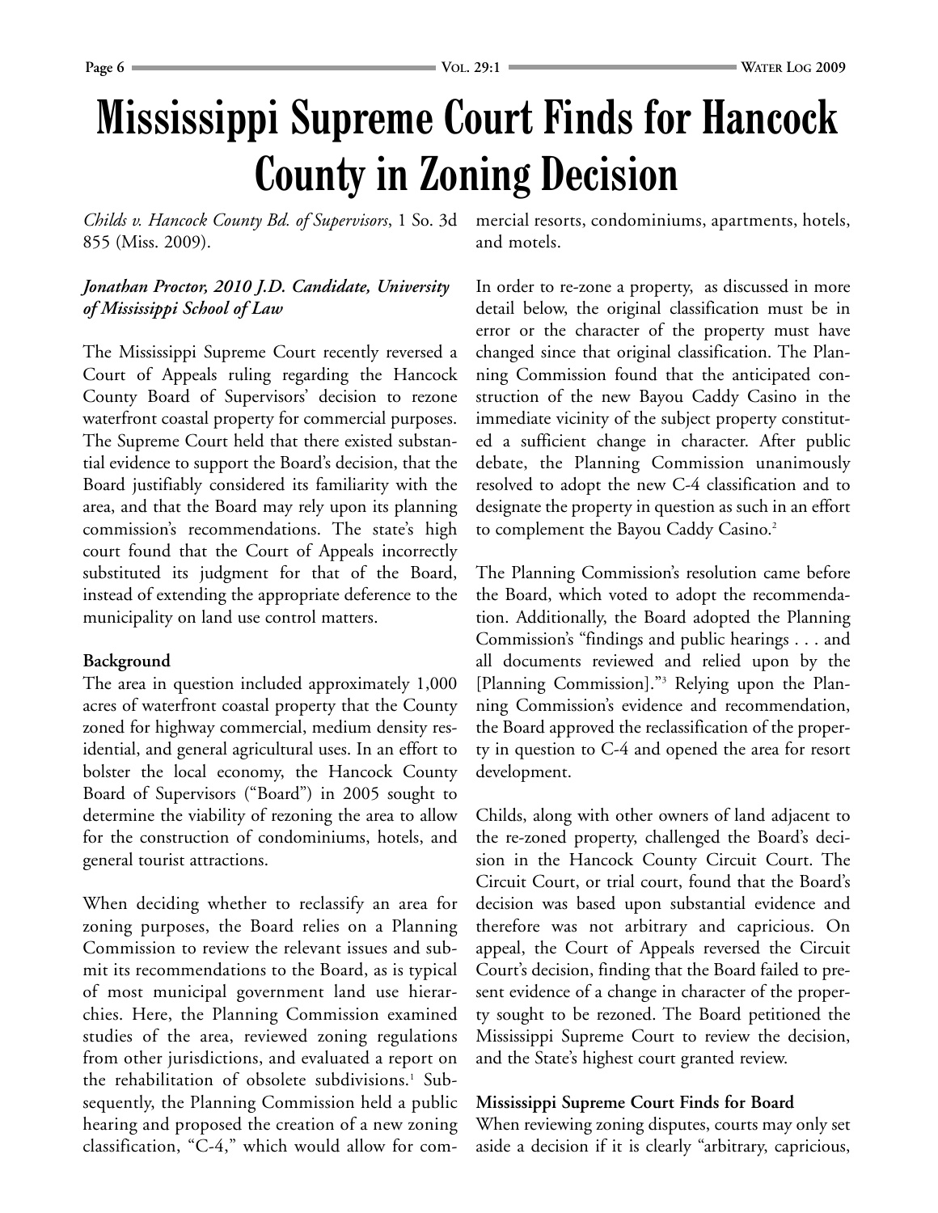# Mississippi Supreme Court Finds for Hancock County in Zoning Decision

*Childs v. Hancock County Bd. of Supervisors*, 1 So. 3d 855 (Miss. 2009).

***Jonathan Proctor, 2010 J.D. Candidate, University of Mississippi School of Law***

The Mississippi Supreme Court recently reversed a Court of Appeals ruling regarding the Hancock County Board of Supervisors' decision to rezone waterfront coastal property for commercial purposes. The Supreme Court held that there existed substantial evidence to support the Board's decision, that the Board justifiably considered its familiarity with the area, and that the Board may rely upon its planning commission's recommendations. The state's high court found that the Court of Appeals incorrectly substituted its judgment for that of the Board, instead of extending the appropriate deference to the municipality on land use control matters.

**Background**

The area in question included approximately 1,000 acres of waterfront coastal property that the County zoned for highway commercial, medium density residential, and general agricultural uses. In an effort to bolster the local economy, the Hancock County Board of Supervisors ("Board") in 2005 sought to determine the viability of rezoning the area to allow for the construction of condominiums, hotels, and general tourist attractions.

When deciding whether to reclassify an area for zoning purposes, the Board relies on a Planning Commission to review the relevant issues and submit its recommendations to the Board, as is typical of most municipal government land use hierarchies. Here, the Planning Commission examined studies of the area, reviewed zoning regulations from other jurisdictions, and evaluated a report on the rehabilitation of obsolete subdivisions.[1] Subsequently, the Planning Commission held a public hearing and proposed the creation of a new zoning classification, "C-4," which would allow for commercial resorts, condominiums, apartments, hotels, and motels.

In order to re-zone a property, as discussed in more detail below, the original classification must be in error or the character of the property must have changed since that original classification. The Planning Commission found that the anticipated construction of the new Bayou Caddy Casino in the immediate vicinity of the subject property constituted a sufficient change in character. After public debate, the Planning Commission unanimously resolved to adopt the new C-4 classification and to designate the property in question as such in an effort to complement the Bayou Caddy Casino.[2]

The Planning Commission's resolution came before the Board, which voted to adopt the recommendation. Additionally, the Board adopted the Planning Commission's "findings and public hearings . . . and all documents reviewed and relied upon by the [Planning Commission]."[3] Relying upon the Planning Commission's evidence and recommendation, the Board approved the reclassification of the property in question to C-4 and opened the area for resort development.

Childs, along with other owners of land adjacent to the re-zoned property, challenged the Board's decision in the Hancock County Circuit Court. The Circuit Court, or trial court, found that the Board's decision was based upon substantial evidence and therefore was not arbitrary and capricious. On appeal, the Court of Appeals reversed the Circuit Court's decision, finding that the Board failed to present evidence of a change in character of the property sought to be rezoned. The Board petitioned the Mississippi Supreme Court to review the decision, and the State's highest court granted review.

**Mississippi Supreme Court Finds for Board**

When reviewing zoning disputes, courts may only set aside a decision if it is clearly "arbitrary, capricious,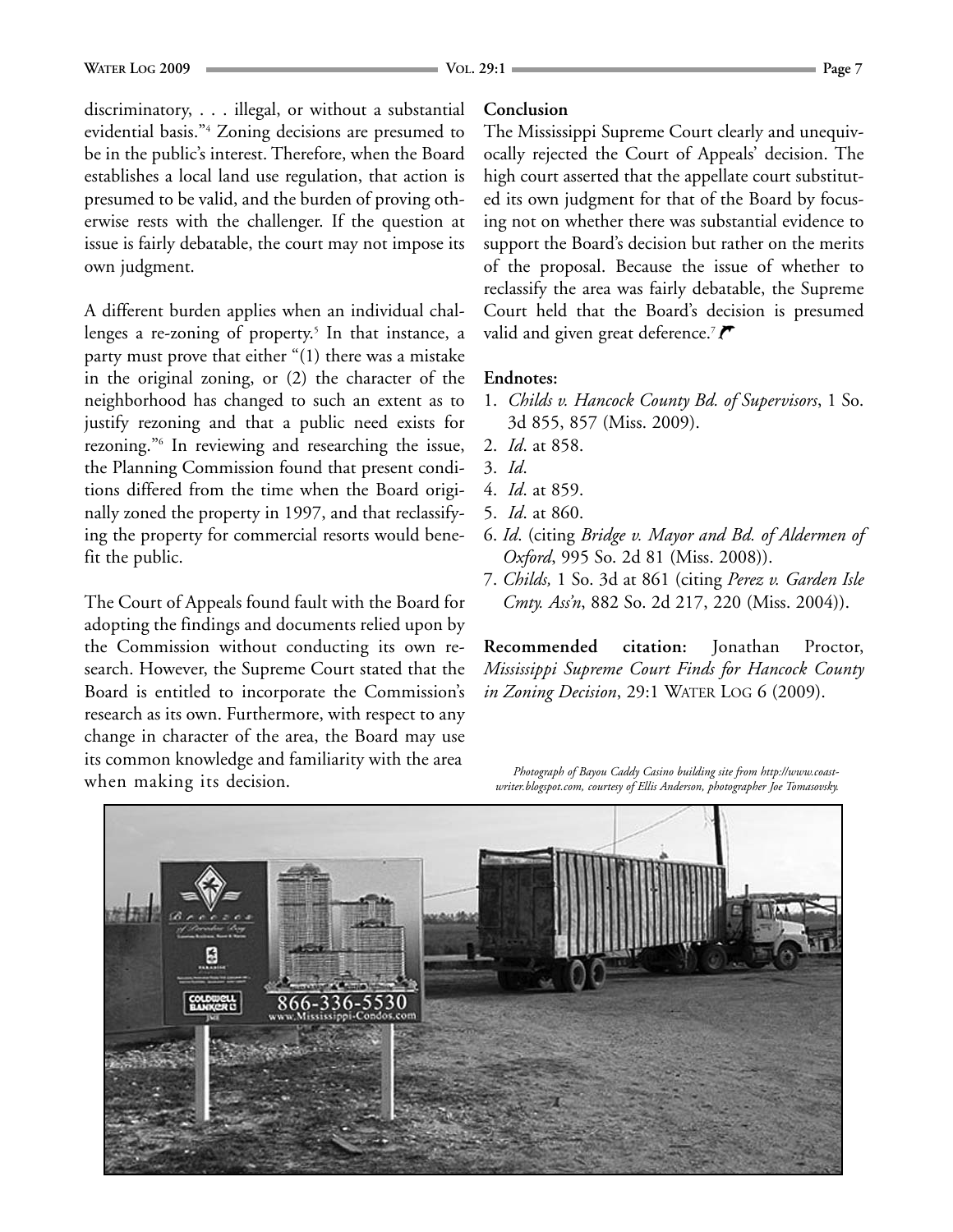discriminatory, . . . illegal, or without a substantial evidential basis."[4] Zoning decisions are presumed to be in the public's interest. Therefore, when the Board establishes a local land use regulation, that action is presumed to be valid, and the burden of proving otherwise rests with the challenger. If the question at issue is fairly debatable, the court may not impose its own judgment.

A different burden applies when an individual challenges a re-zoning of property.[5] In that instance, a party must prove that either "(1) there was a mistake in the original zoning, or (2) the character of the neighborhood has changed to such an extent as to justify rezoning and that a public need exists for rezoning."[6] In reviewing and researching the issue, the Planning Commission found that present conditions differed from the time when the Board originally zoned the property in 1997, and that reclassifying the property for commercial resorts would benefit the public.

The Court of Appeals found fault with the Board for adopting the findings and documents relied upon by the Commission without conducting its own research. However, the Supreme Court stated that the Board is entitled to incorporate the Commission's research as its own. Furthermore, with respect to any change in character of the area, the Board may use its common knowledge and familiarity with the area when making its decision.

**Conclusion**

The Mississippi Supreme Court clearly and unequivocally rejected the Court of Appeals' decision. The high court asserted that the appellate court substituted its own judgment for that of the Board by focusing not on whether there was substantial evidence to support the Board's decision but rather on the merits of the proposal. Because the issue of whether to reclassify the area was fairly debatable, the Supreme Court held that the Board's decision is presumed valid and given great deference.[7]

**Endnotes:**

1. *Childs v. Hancock County Bd. of Supervisors*, 1 So. 3d 855, 857 (Miss. 2009).
2. *Id*. at 858.
3. *Id*.
4. *Id*. at 859.
5. *Id*. at 860.
6. *Id*. (citing *Bridge v. Mayor and Bd. of Aldermen of Oxford*, 995 So. 2d 81 (Miss. 2008)).
7. *Childs,* 1 So. 3d at 861 (citing *Perez v. Garden Isle Cmty. Ass'n*, 882 So. 2d 217, 220 (Miss. 2004)).

**Recommended citation:** Jonathan Proctor, *Mississippi Supreme Court Finds for Hancock County in Zoning Decision*, 29:1 WATER LOG 6 (2009).

*Photograph of Bayou Caddy Casino building site from http://www.coast-writer.blogspot.com, courtesy of Ellis Anderson, photographer Joe Tomasovsky.*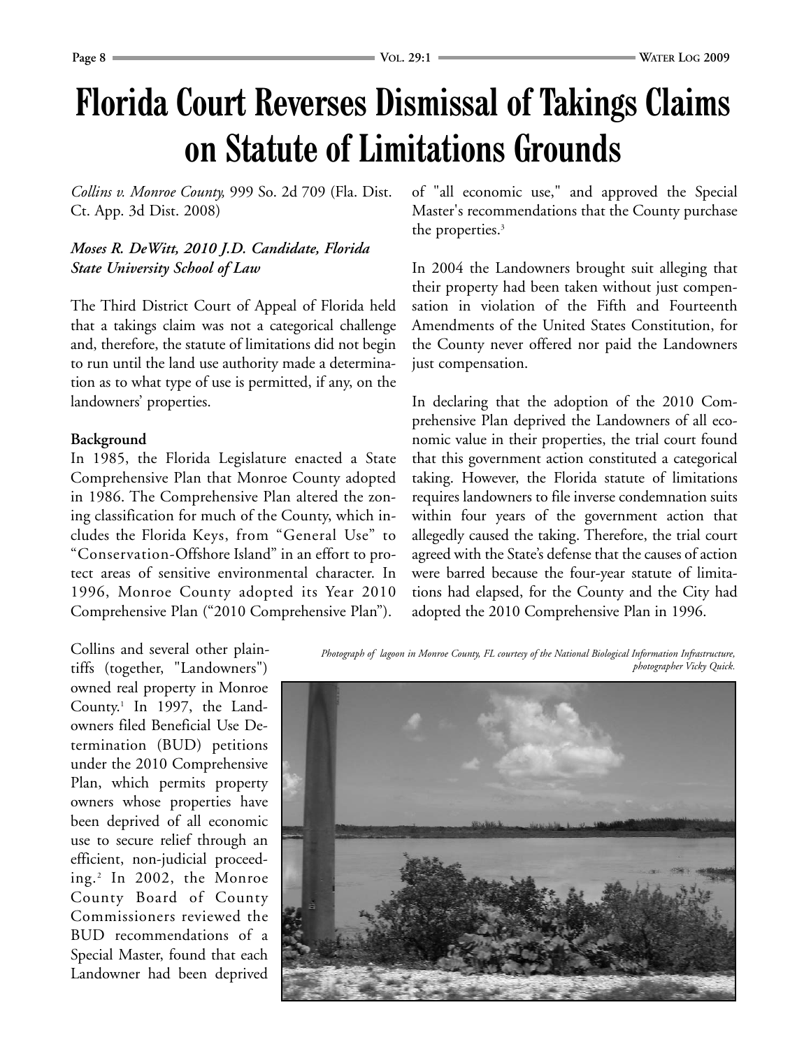# Florida Court Reverses Dismissal of Takings Claims on Statute of Limitations Grounds

*Collins v. Monroe County,* 999 So. 2d 709 (Fla. Dist. Ct. App. 3d Dist. 2008)

***Moses R. DeWitt, 2010 J.D. Candidate, Florida State University School of Law***

The Third District Court of Appeal of Florida held that a takings claim was not a categorical challenge and, therefore, the statute of limitations did not begin to run until the land use authority made a determination as to what type of use is permitted, if any, on the landowners' properties.

**Background**

In 1985, the Florida Legislature enacted a State Comprehensive Plan that Monroe County adopted in 1986. The Comprehensive Plan altered the zoning classification for much of the County, which includes the Florida Keys, from "General Use" to "Conservation-Offshore Island" in an effort to protect areas of sensitive environmental character. In 1996, Monroe County adopted its Year 2010 Comprehensive Plan ("2010 Comprehensive Plan").

Collins and several other plaintiffs (together, "Landowners") owned real property in Monroe County.[1] In 1997, the Landowners filed Beneficial Use Determination (BUD) petitions under the 2010 Comprehensive Plan, which permits property owners whose properties have been deprived of all economic use to secure relief through an efficient, non-judicial proceeding.[2] In 2002, the Monroe County Board of County Commissioners reviewed the BUD recommendations of a Special Master, found that each Landowner had been deprived of "all economic use," and approved the Special Master's recommendations that the County purchase the properties.[3]

In 2004 the Landowners brought suit alleging that their property had been taken without just compensation in violation of the Fifth and Fourteenth Amendments of the United States Constitution, for the County never offered nor paid the Landowners just compensation.

In declaring that the adoption of the 2010 Comprehensive Plan deprived the Landowners of all economic value in their properties, the trial court found that this government action constituted a categorical taking. However, the Florida statute of limitations requires landowners to file inverse condemnation suits within four years of the government action that allegedly caused the taking. Therefore, the trial court agreed with the State's defense that the causes of action were barred because the four-year statute of limitations had elapsed, for the County and the City had adopted the 2010 Comprehensive Plan in 1996.

*Photograph of lagoon in Monroe County, FL courtesy of the National Biological Information Infrastructure, photographer Vicky Quick.*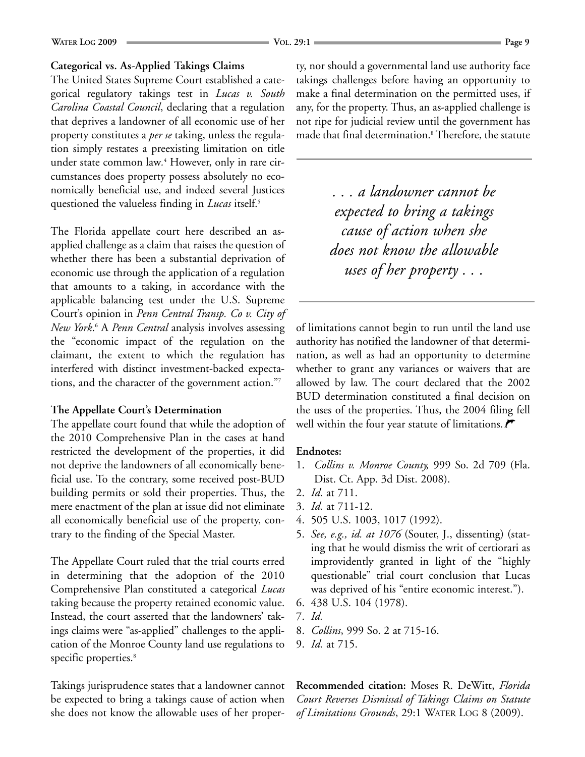**Categorical vs. As-Applied Takings Claims**

The United States Supreme Court established a categorical regulatory takings test in *Lucas v. South Carolina Coastal Council*, declaring that a regulation that deprives a landowner of all economic use of her property constitutes a *per se* taking, unless the regulation simply restates a preexisting limitation on title under state common law.[4] However, only in rare circumstances does property possess absolutely no economically beneficial use, and indeed several Justices questioned the valueless finding in *Lucas* itself.[5]

The Florida appellate court here described an as-applied challenge as a claim that raises the question of whether there has been a substantial deprivation of economic use through the application of a regulation that amounts to a taking, in accordance with the applicable balancing test under the U.S. Supreme Court's opinion in *Penn Central Transp. Co v. City of New York*.[6] A *Penn Central* analysis involves assessing the "economic impact of the regulation on the claimant, the extent to which the regulation has interfered with distinct investment-backed expectations, and the character of the government action."[7]

**The Appellate Court's Determination**

The appellate court found that while the adoption of the 2010 Comprehensive Plan in the cases at hand restricted the development of the properties, it did not deprive the landowners of all economically beneficial use. To the contrary, some received post-BUD building permits or sold their properties. Thus, the mere enactment of the plan at issue did not eliminate all economically beneficial use of the property, contrary to the finding of the Special Master.

The Appellate Court ruled that the trial courts erred in determining that the adoption of the 2010 Comprehensive Plan constituted a categorical *Lucas* taking because the property retained economic value. Instead, the court asserted that the landowners' takings claims were "as-applied" challenges to the application of the Monroe County land use regulations to specific properties.[8]

Takings jurisprudence states that a landowner cannot be expected to bring a takings cause of action when she does not know the allowable uses of her property, nor should a governmental land use authority face takings challenges before having an opportunity to make a final determination on the permitted uses, if any, for the property. Thus, an as-applied challenge is not ripe for judicial review until the government has made that final determination.[8] Therefore, the statute of limitations cannot begin to run until the land use authority has notified the landowner of that determination, as well as had an opportunity to determine whether to grant any variances or waivers that are allowed by law. The court declared that the 2002 BUD determination constituted a final decision on the uses of the properties. Thus, the 2004 filing fell well within the four year statute of limitations.

*. . . a landowner cannot be expected to bring a takings cause of action when she does not know the allowable uses of her property . . .*

**Endnotes:**

1. *Collins v. Monroe County,* 999 So. 2d 709 (Fla. Dist. Ct. App. 3d Dist. 2008).
2. *Id.* at 711.
3. *Id.* at 711-12.
4. 505 U.S. 1003, 1017 (1992).
5. *See, e.g., id. at 1076* (Souter, J., dissenting) (stating that he would dismiss the writ of certiorari as improvidently granted in light of the "highly questionable" trial court conclusion that Lucas was deprived of his "entire economic interest.").
6. 438 U.S. 104 (1978).
7. *Id.*
8. *Collins*, 999 So. 2 at 715-16.
9. *Id.* at 715.

**Recommended citation:** Moses R. DeWitt, *Florida Court Reverses Dismissal of Takings Claims on Statute of Limitations Grounds*, 29:1 Water Log 8 (2009).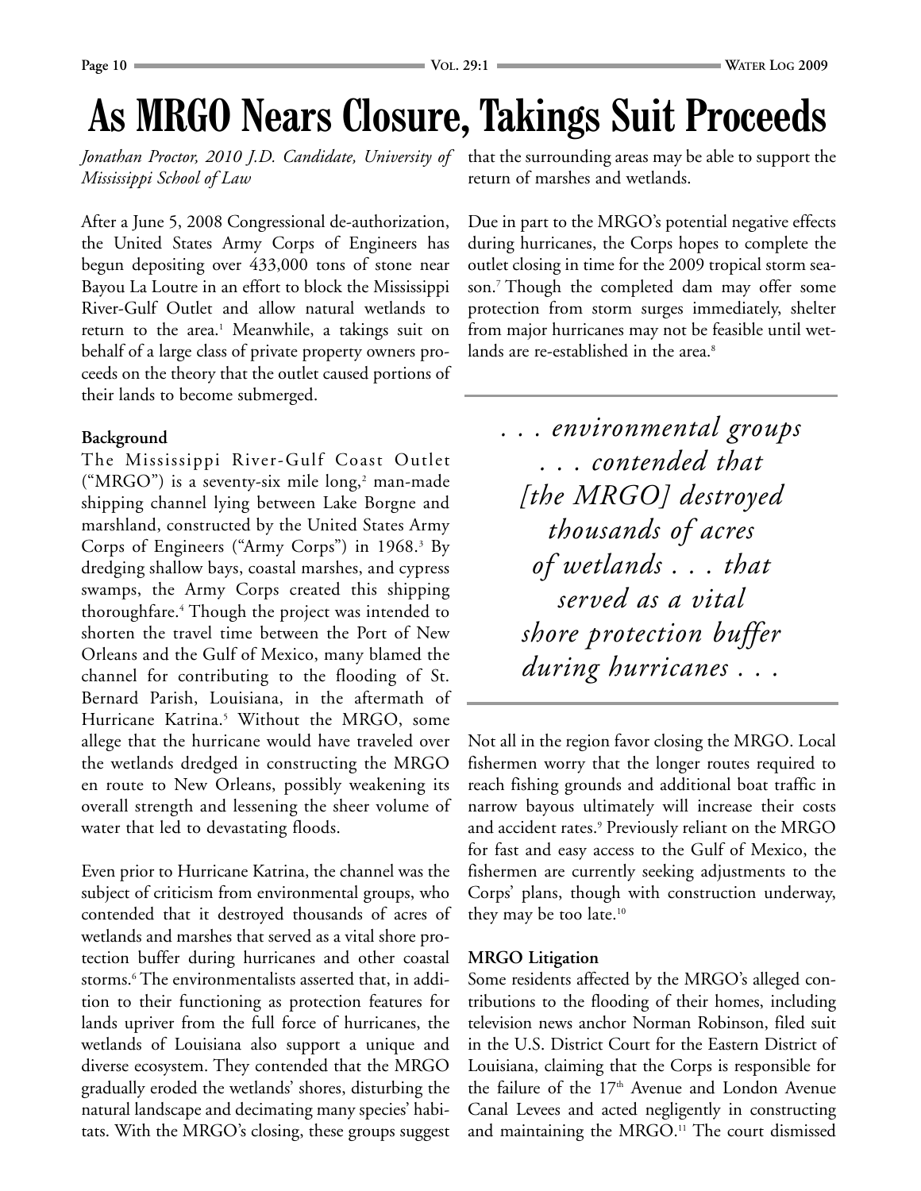# As MRGO Nears Closure, Takings Suit Proceeds

*Jonathan Proctor, 2010 J.D. Candidate, University of Mississippi School of Law*

After a June 5, 2008 Congressional de-authorization, the United States Army Corps of Engineers has begun depositing over 433,000 tons of stone near Bayou La Loutre in an effort to block the Mississippi River-Gulf Outlet and allow natural wetlands to return to the area.[1] Meanwhile, a takings suit on behalf of a large class of private property owners proceeds on the theory that the outlet caused portions of their lands to become submerged.

**Background**

The Mississippi River-Gulf Coast Outlet ("MRGO") is a seventy-six mile long,[2] man-made shipping channel lying between Lake Borgne and marshland, constructed by the United States Army Corps of Engineers ("Army Corps") in 1968.[3] By dredging shallow bays, coastal marshes, and cypress swamps, the Army Corps created this shipping thoroughfare.[4] Though the project was intended to shorten the travel time between the Port of New Orleans and the Gulf of Mexico, many blamed the channel for contributing to the flooding of St. Bernard Parish, Louisiana, in the aftermath of Hurricane Katrina.[5] Without the MRGO, some allege that the hurricane would have traveled over the wetlands dredged in constructing the MRGO en route to New Orleans, possibly weakening its overall strength and lessening the sheer volume of water that led to devastating floods.

Even prior to Hurricane Katrina, the channel was the subject of criticism from environmental groups, who contended that it destroyed thousands of acres of wetlands and marshes that served as a vital shore protection buffer during hurricanes and other coastal storms.[6] The environmentalists asserted that, in addition to their functioning as protection features for lands upriver from the full force of hurricanes, the wetlands of Louisiana also support a unique and diverse ecosystem. They contended that the MRGO gradually eroded the wetlands' shores, disturbing the natural landscape and decimating many species' habitats. With the MRGO's closing, these groups suggest that the surrounding areas may be able to support the return of marshes and wetlands.

Due in part to the MRGO's potential negative effects during hurricanes, the Corps hopes to complete the outlet closing in time for the 2009 tropical storm season.[7] Though the completed dam may offer some protection from storm surges immediately, shelter from major hurricanes may not be feasible until wetlands are re-established in the area.[8]

> *. . . environmental groups . . . contended that [the MRGO] destroyed thousands of acres of wetlands . . . that served as a vital shore protection buffer during hurricanes . . .*

Not all in the region favor closing the MRGO. Local fishermen worry that the longer routes required to reach fishing grounds and additional boat traffic in narrow bayous ultimately will increase their costs and accident rates.[9] Previously reliant on the MRGO for fast and easy access to the Gulf of Mexico, the fishermen are currently seeking adjustments to the Corps' plans, though with construction underway, they may be too late.[10]

**MRGO Litigation**

Some residents affected by the MRGO's alleged contributions to the flooding of their homes, including television news anchor Norman Robinson, filed suit in the U.S. District Court for the Eastern District of Louisiana, claiming that the Corps is responsible for the failure of the 17th Avenue and London Avenue Canal Levees and acted negligently in constructing and maintaining the MRGO.[11] The court dismissed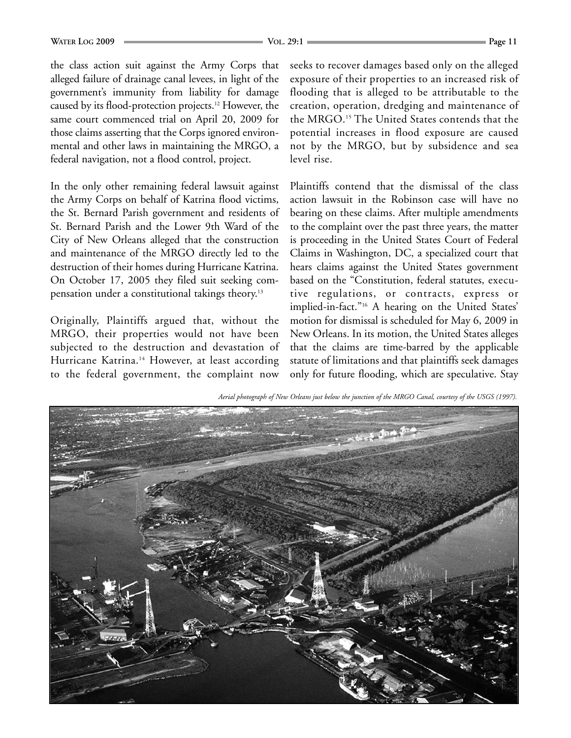the class action suit against the Army Corps that alleged failure of drainage canal levees, in light of the government's immunity from liability for damage caused by its flood-protection projects.[12] However, the same court commenced trial on April 20, 2009 for those claims asserting that the Corps ignored environmental and other laws in maintaining the MRGO, a federal navigation, not a flood control, project.

In the only other remaining federal lawsuit against the Army Corps on behalf of Katrina flood victims, the St. Bernard Parish government and residents of St. Bernard Parish and the Lower 9th Ward of the City of New Orleans alleged that the construction and maintenance of the MRGO directly led to the destruction of their homes during Hurricane Katrina. On October 17, 2005 they filed suit seeking compensation under a constitutional takings theory.[13]

Originally, Plaintiffs argued that, without the MRGO, their properties would not have been subjected to the destruction and devastation of Hurricane Katrina.[14] However, at least according to the federal government, the complaint now seeks to recover damages based only on the alleged exposure of their properties to an increased risk of flooding that is alleged to be attributable to the creation, operation, dredging and maintenance of the MRGO.[15] The United States contends that the potential increases in flood exposure are caused not by the MRGO, but by subsidence and sea level rise.

Plaintiffs contend that the dismissal of the class action lawsuit in the Robinson case will have no bearing on these claims. After multiple amendments to the complaint over the past three years, the matter is proceeding in the United States Court of Federal Claims in Washington, DC, a specialized court that hears claims against the United States government based on the "Constitution, federal statutes, executive regulations, or contracts, express or implied-in-fact."[16] A hearing on the United States' motion for dismissal is scheduled for May 6, 2009 in New Orleans. In its motion, the United States alleges that the claims are time-barred by the applicable statute of limitations and that plaintiffs seek damages only for future flooding, which are speculative. Stay

*Aerial photograph of New Orleans just below the junction of the MRGO Canal, courtesy of the USGS (1997).*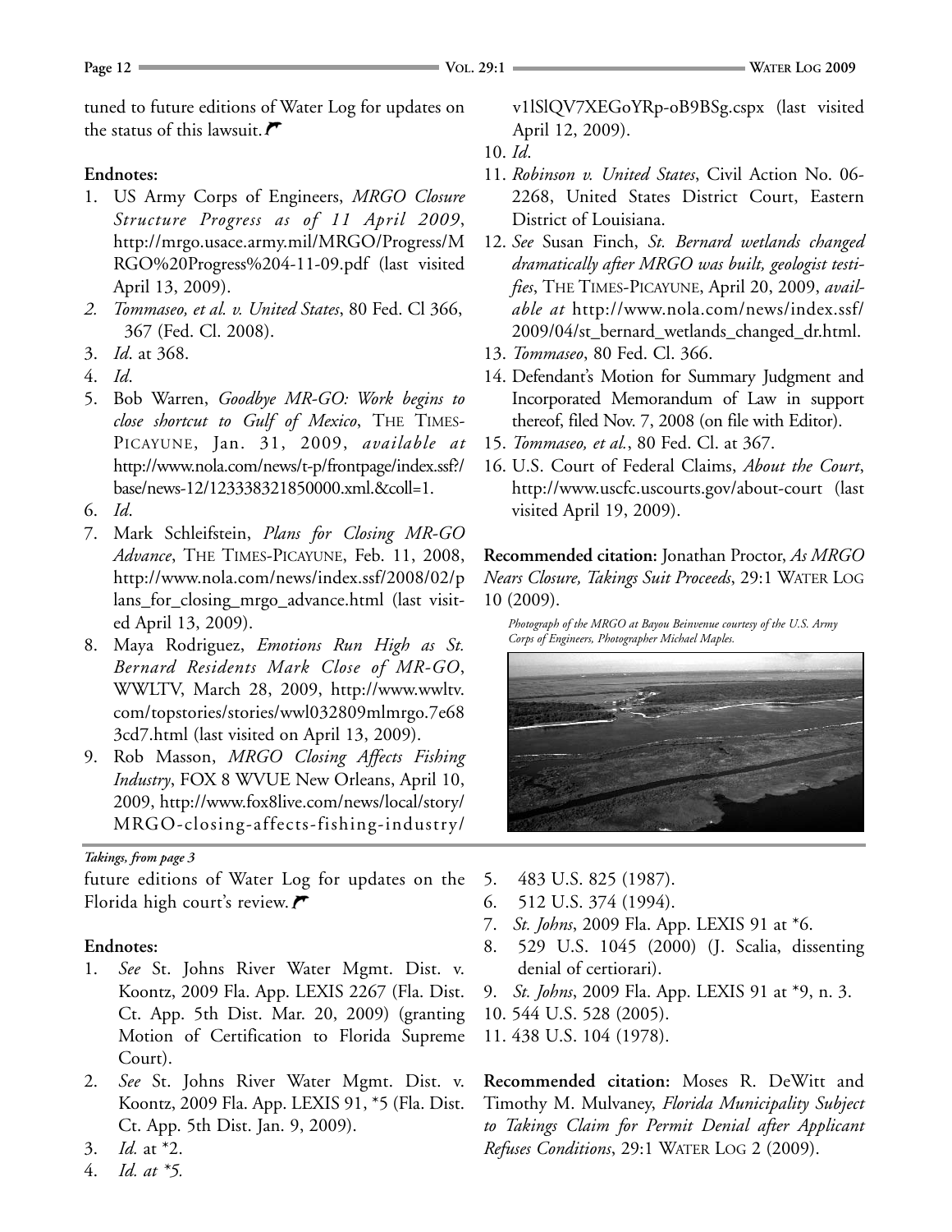tuned to future editions of Water Log for updates on the status of this lawsuit.

**Endnotes:**

1. US Army Corps of Engineers, *MRGO Closure Structure Progress as of 11 April 2009*, http://mrgo.usace.army.mil/MRGO/Progress/MRGO%20Progress%204-11-09.pdf (last visited April 13, 2009).
2. *Tommaseo, et al. v. United States*, 80 Fed. Cl 366, 367 (Fed. Cl. 2008).
3. *Id*. at 368.
4. *Id*.
5. Bob Warren, *Goodbye MR-GO: Work begins to close shortcut to Gulf of Mexico*, The Times-Picayune, Jan. 31, 2009, *available at* http://www.nola.com/news/t-p/frontpage/index.ssf?/base/news-12/123338321850000.xml.&coll=1.
6. *Id*.
7. Mark Schleifstein, *Plans for Closing MR-GO Advance*, The Times-Picayune, Feb. 11, 2008, http://www.nola.com/news/index.ssf/2008/02/plans_for_closing_mrgo_advance.html (last visited April 13, 2009).
8. Maya Rodriguez, *Emotions Run High as St. Bernard Residents Mark Close of MR-GO*, WWLTV, March 28, 2009, http://www.wwltv.com/topstories/stories/wwl032809mlmrgo.7e683cd7.html (last visited on April 13, 2009).
9. Rob Masson, *MRGO Closing Affects Fishing Industry*, FOX 8 WVUE New Orleans, April 10, 2009, http://www.fox8live.com/news/local/story/MRGO-closing-affects-fishing-industry/v1lSlQV7XEGoYRp-oB9BSg.cspx (last visited April 12, 2009).
10. *Id*.
11. *Robinson v. United States*, Civil Action No. 06-2268, United States District Court, Eastern District of Louisiana.
12. *See* Susan Finch, *St. Bernard wetlands changed dramatically after MRGO was built, geologist testifies*, The Times-Picayune, April 20, 2009, *available at* http://www.nola.com/news/index.ssf/2009/04/st_bernard_wetlands_changed_dr.html.
13. *Tommaseo*, 80 Fed. Cl. 366.
14. Defendant's Motion for Summary Judgment and Incorporated Memorandum of Law in support thereof, filed Nov. 7, 2008 (on file with Editor).
15. *Tommaseo, et al.*, 80 Fed. Cl. at 367.
16. U.S. Court of Federal Claims, *About the Court*, http://www.uscfc.uscourts.gov/about-court (last visited April 19, 2009).

**Recommended citation:** Jonathan Proctor, *As MRGO Nears Closure, Takings Suit Proceeds*, 29:1 Water Log 10 (2009).

*Photograph of the MRGO at Bayou Beinvenue courtesy of the U.S. Army Corps of Engineers, Photographer Michael Maples.*

*Takings, from page 3*

future editions of Water Log for updates on the Florida high court's review.

**Endnotes:**

1. *See* St. Johns River Water Mgmt. Dist. v. Koontz, 2009 Fla. App. LEXIS 2267 (Fla. Dist. Ct. App. 5th Dist. Mar. 20, 2009) (granting Motion of Certification to Florida Supreme Court).
2. *See* St. Johns River Water Mgmt. Dist. v. Koontz, 2009 Fla. App. LEXIS 91, *5 (Fla. Dist. Ct. App. 5th Dist. Jan. 9, 2009).
3. *Id.* at *2.
4. *Id. at *5.*
5. 483 U.S. 825 (1987).
6. 512 U.S. 374 (1994).
7. *St. Johns*, 2009 Fla. App. LEXIS 91 at *6.
8. 529 U.S. 1045 (2000) (J. Scalia, dissenting denial of certiorari).
9. *St. Johns*, 2009 Fla. App. LEXIS 91 at *9, n. 3.
10. 544 U.S. 528 (2005).
11. 438 U.S. 104 (1978).

**Recommended citation:** Moses R. DeWitt and Timothy M. Mulvaney, *Florida Municipality Subject to Takings Claim for Permit Denial after Applicant Refuses Conditions*, 29:1 Water Log 2 (2009).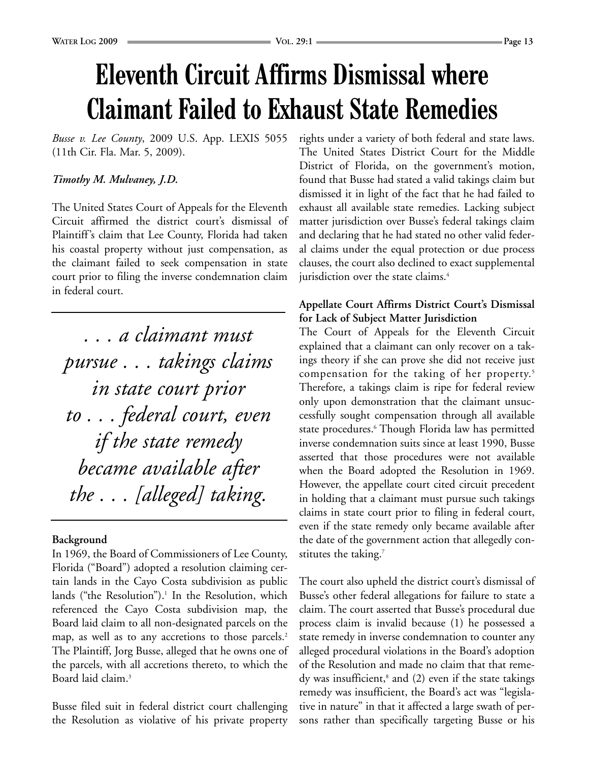# Eleventh Circuit Affirms Dismissal where Claimant Failed to Exhaust State Remedies

*Busse v. Lee County*, 2009 U.S. App. LEXIS 5055 (11th Cir. Fla. Mar. 5, 2009).

***Timothy M. Mulvaney, J.D.***

The United States Court of Appeals for the Eleventh Circuit affirmed the district court's dismissal of Plaintiff's claim that Lee County, Florida had taken his coastal property without just compensation, as the claimant failed to seek compensation in state court prior to filing the inverse condemnation claim in federal court.

> *. . . a claimant must pursue . . . takings claims in state court prior to . . . federal court, even if the state remedy became available after the . . . [alleged] taking.*

**Background**

In 1969, the Board of Commissioners of Lee County, Florida ("Board") adopted a resolution claiming certain lands in the Cayo Costa subdivision as public lands ("the Resolution").[1] In the Resolution, which referenced the Cayo Costa subdivision map, the Board laid claim to all non-designated parcels on the map, as well as to any accretions to those parcels.[2] The Plaintiff, Jorg Busse, alleged that he owns one of the parcels, with all accretions thereto, to which the Board laid claim.[3]

Busse filed suit in federal district court challenging the Resolution as violative of his private property rights under a variety of both federal and state laws. The United States District Court for the Middle District of Florida, on the government's motion, found that Busse had stated a valid takings claim but dismissed it in light of the fact that he had failed to exhaust all available state remedies. Lacking subject matter jurisdiction over Busse's federal takings claim and declaring that he had stated no other valid federal claims under the equal protection or due process clauses, the court also declined to exact supplemental jurisdiction over the state claims.[4]

**Appellate Court Affirms District Court's Dismissal for Lack of Subject Matter Jurisdiction**

The Court of Appeals for the Eleventh Circuit explained that a claimant can only recover on a takings theory if she can prove she did not receive just compensation for the taking of her property.[5] Therefore, a takings claim is ripe for federal review only upon demonstration that the claimant unsuccessfully sought compensation through all available state procedures.[6] Though Florida law has permitted inverse condemnation suits since at least 1990, Busse asserted that those procedures were not available when the Board adopted the Resolution in 1969. However, the appellate court cited circuit precedent in holding that a claimant must pursue such takings claims in state court prior to filing in federal court, even if the state remedy only became available after the date of the government action that allegedly constitutes the taking.[7]

The court also upheld the district court's dismissal of Busse's other federal allegations for failure to state a claim. The court asserted that Busse's procedural due process claim is invalid because (1) he possessed a state remedy in inverse condemnation to counter any alleged procedural violations in the Board's adoption of the Resolution and made no claim that that remedy was insufficient,[8] and (2) even if the state takings remedy was insufficient, the Board's act was "legislative in nature" in that it affected a large swath of persons rather than specifically targeting Busse or his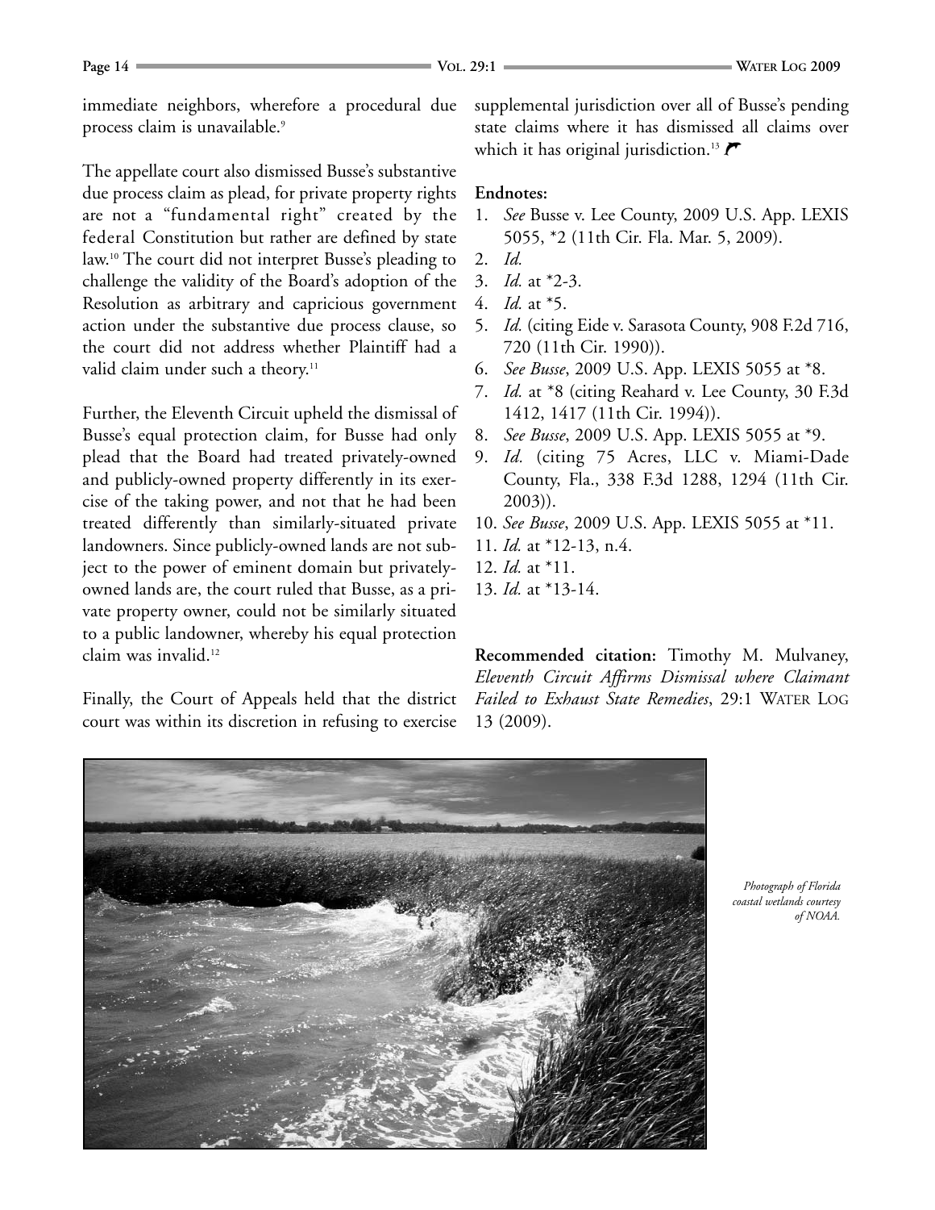immediate neighbors, wherefore a procedural due process claim is unavailable.[9]

The appellate court also dismissed Busse's substantive due process claim as plead, for private property rights are not a "fundamental right" created by the federal Constitution but rather are defined by state law.[10] The court did not interpret Busse's pleading to challenge the validity of the Board's adoption of the Resolution as arbitrary and capricious government action under the substantive due process clause, so the court did not address whether Plaintiff had a valid claim under such a theory.[11]

Further, the Eleventh Circuit upheld the dismissal of Busse's equal protection claim, for Busse had only plead that the Board had treated privately-owned and publicly-owned property differently in its exercise of the taking power, and not that he had been treated differently than similarly-situated private landowners. Since publicly-owned lands are not subject to the power of eminent domain but privately-owned lands are, the court ruled that Busse, as a private property owner, could not be similarly situated to a public landowner, whereby his equal protection claim was invalid.[12]

Finally, the Court of Appeals held that the district court was within its discretion in refusing to exercise supplemental jurisdiction over all of Busse's pending state claims where it has dismissed all claims over which it has original jurisdiction.[13]

**Endnotes:**

1. *See* Busse v. Lee County, 2009 U.S. App. LEXIS 5055, *2 (11th Cir. Fla. Mar. 5, 2009).
2. *Id.*
3. *Id.* at *2-3.
4. *Id.* at *5.
5. *Id.* (citing Eide v. Sarasota County, 908 F.2d 716, 720 (11th Cir. 1990)).
6. *See Busse*, 2009 U.S. App. LEXIS 5055 at *8.
7. *Id.* at *8 (citing Reahard v. Lee County, 30 F.3d 1412, 1417 (11th Cir. 1994)).
8. *See Busse*, 2009 U.S. App. LEXIS 5055 at *9.
9. *Id.* (citing 75 Acres, LLC v. Miami-Dade County, Fla., 338 F.3d 1288, 1294 (11th Cir. 2003)).
10. *See Busse*, 2009 U.S. App. LEXIS 5055 at *11.
11. *Id.* at *12-13, n.4.
12. *Id.* at *11.
13. *Id.* at *13-14.

**Recommended citation:** Timothy M. Mulvaney, *Eleventh Circuit Affirms Dismissal where Claimant Failed to Exhaust State Remedies*, 29:1 WATER LOG 13 (2009).

*Photograph of Florida coastal wetlands courtesy of NOAA.*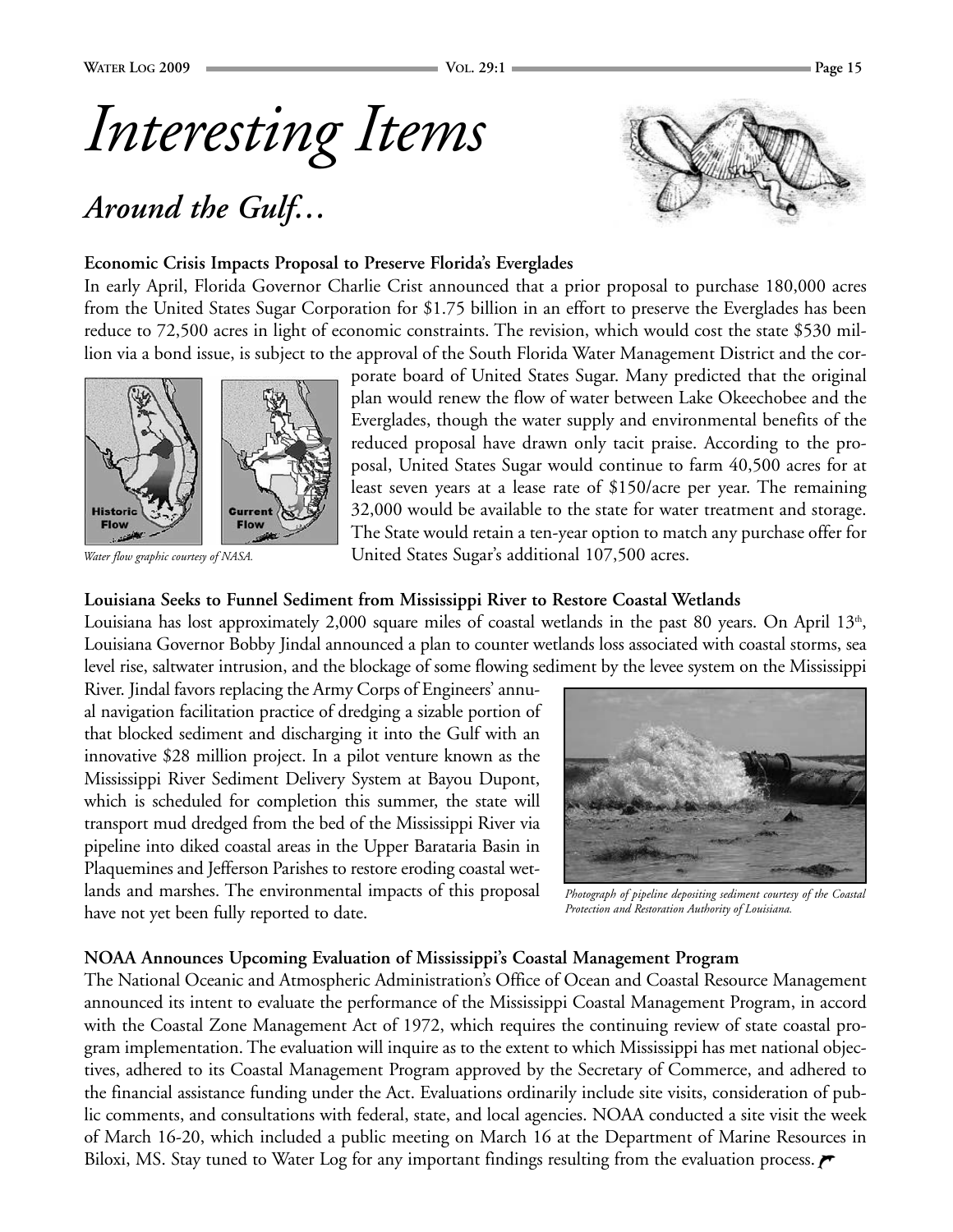# *Interesting Items*

## *Around the Gulf…*

**Economic Crisis Impacts Proposal to Preserve Florida's Everglades**

In early April, Florida Governor Charlie Crist announced that a prior proposal to purchase 180,000 acres from the United States Sugar Corporation for $1.75 billion in an effort to preserve the Everglades has been reduce to 72,500 acres in light of economic constraints. The revision, which would cost the state $530 million via a bond issue, is subject to the approval of the South Florida Water Management District and the corporate board of United States Sugar. Many predicted that the original plan would renew the flow of water between Lake Okeechobee and the Everglades, though the water supply and environmental benefits of the reduced proposal have drawn only tacit praise. According to the proposal, United States Sugar would continue to farm 40,500 acres for at least seven years at a lease rate of $150/acre per year. The remaining 32,000 would be available to the state for water treatment and storage. The State would retain a ten-year option to match any purchase offer for United States Sugar's additional 107,500 acres.

Historic Flow

Current Flow

*Water flow graphic courtesy of NASA.*

**Louisiana Seeks to Funnel Sediment from Mississippi River to Restore Coastal Wetlands**

Louisiana has lost approximately 2,000 square miles of coastal wetlands in the past 80 years. On April 13th, Louisiana Governor Bobby Jindal announced a plan to counter wetlands loss associated with coastal storms, sea level rise, saltwater intrusion, and the blockage of some flowing sediment by the levee system on the Mississippi River. Jindal favors replacing the Army Corps of Engineers' annual navigation facilitation practice of dredging a sizable portion of that blocked sediment and discharging it into the Gulf with an innovative $28 million project. In a pilot venture known as the Mississippi River Sediment Delivery System at Bayou Dupont, which is scheduled for completion this summer, the state will transport mud dredged from the bed of the Mississippi River via pipeline into diked coastal areas in the Upper Barataria Basin in Plaquemines and Jefferson Parishes to restore eroding coastal wetlands and marshes. The environmental impacts of this proposal have not yet been fully reported to date.

*Photograph of pipeline depositing sediment courtesy of the Coastal Protection and Restoration Authority of Louisiana.*

**NOAA Announces Upcoming Evaluation of Mississippi's Coastal Management Program**

The National Oceanic and Atmospheric Administration's Office of Ocean and Coastal Resource Management announced its intent to evaluate the performance of the Mississippi Coastal Management Program, in accord with the Coastal Zone Management Act of 1972, which requires the continuing review of state coastal program implementation. The evaluation will inquire as to the extent to which Mississippi has met national objectives, adhered to its Coastal Management Program approved by the Secretary of Commerce, and adhered to the financial assistance funding under the Act. Evaluations ordinarily include site visits, consideration of public comments, and consultations with federal, state, and local agencies. NOAA conducted a site visit the week of March 16-20, which included a public meeting on March 16 at the Department of Marine Resources in Biloxi, MS. Stay tuned to Water Log for any important findings resulting from the evaluation process.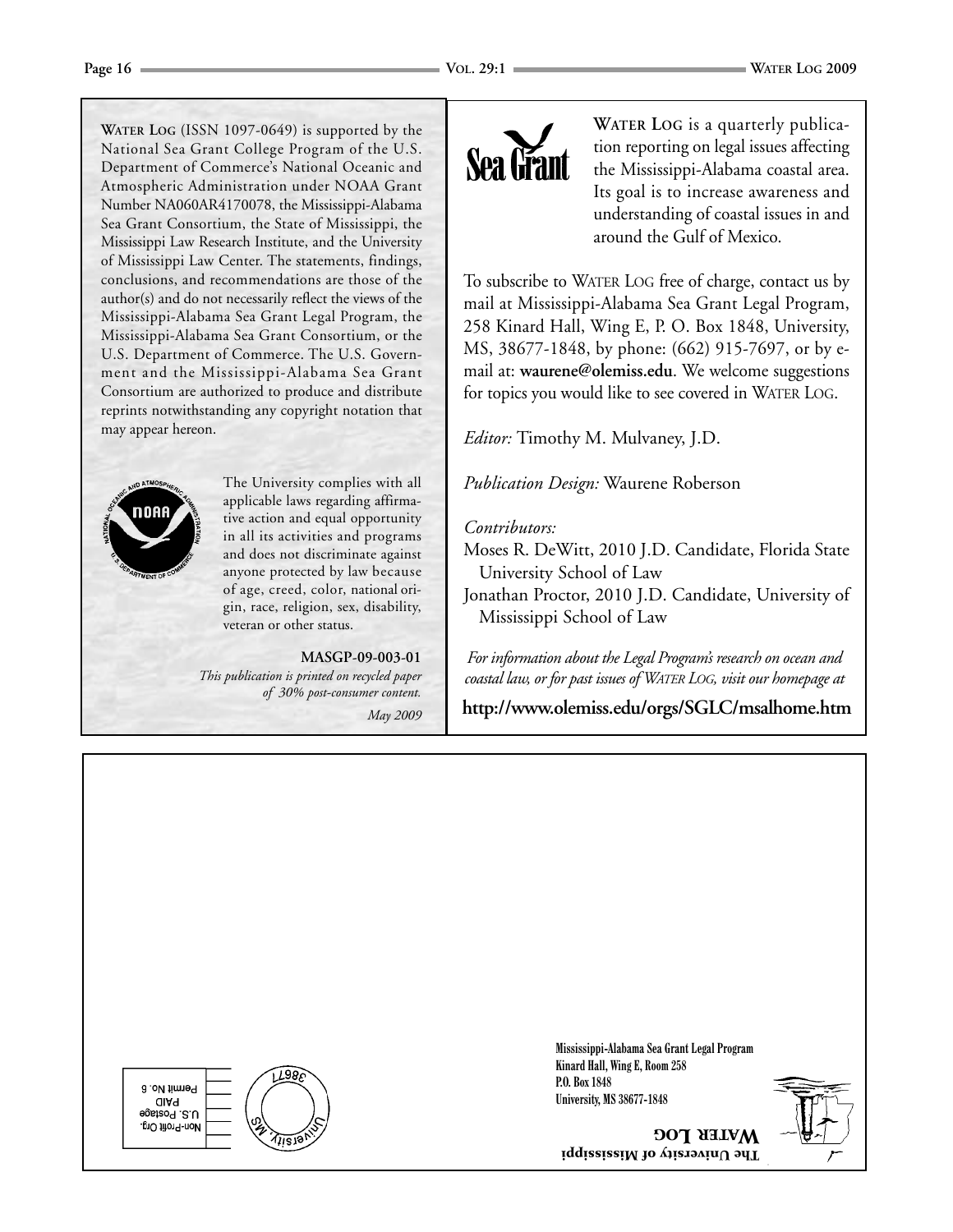**WATER LOG** (ISSN 1097-0649) is supported by the National Sea Grant College Program of the U.S. Department of Commerce's National Oceanic and Atmospheric Administration under NOAA Grant Number NA060AR4170078, the Mississippi-Alabama Sea Grant Consortium, the State of Mississippi, the Mississippi Law Research Institute, and the University of Mississippi Law Center. The statements, findings, conclusions, and recommendations are those of the author(s) and do not necessarily reflect the views of the Mississippi-Alabama Sea Grant Legal Program, the Mississippi-Alabama Sea Grant Consortium, or the U.S. Department of Commerce. The U.S. Government and the Mississippi-Alabama Sea Grant Consortium are authorized to produce and distribute reprints notwithstanding any copyright notation that may appear hereon.

The University complies with all applicable laws regarding affirmative action and equal opportunity in all its activities and programs and does not discriminate against anyone protected by law because of age, creed, color, national origin, race, religion, sex, disability, veteran or other status.

**MASGP-09-003-01**

*This publication is printed on recycled paper of 30% post-consumer content.*

*May 2009*

**WATER LOG** is a quarterly publication reporting on legal issues affecting the Mississippi-Alabama coastal area. Its goal is to increase awareness and understanding of coastal issues in and around the Gulf of Mexico.

To subscribe to WATER LOG free of charge, contact us by mail at Mississippi-Alabama Sea Grant Legal Program, 258 Kinard Hall, Wing E, P. O. Box 1848, University, MS, 38677-1848, by phone: (662) 915-7697, or by e-mail at: **waurene@olemiss.edu**. We welcome suggestions for topics you would like to see covered in WATER LOG.

*Editor:* Timothy M. Mulvaney, J.D.

*Publication Design:* Waurene Roberson

*Contributors:*
Moses R. DeWitt, 2010 J.D. Candidate, Florida State University School of Law
Jonathan Proctor, 2010 J.D. Candidate, University of Mississippi School of Law

*For information about the Legal Program's research on ocean and coastal law, or for past issues of WATER LOG, visit our homepage at*

**http://www.olemiss.edu/orgs/SGLC/msalhome.htm**

**WATER LOG**
**The University of Mississippi**

**Mississippi-Alabama Sea Grant Legal Program**
**Kinard Hall, Wing E, Room 258**
**P.O. Box 1848**
**University, MS 38677-1848**

University, MS 38677

Non-Profit Org.
U.S. Postage
PAID
Permit No. 6